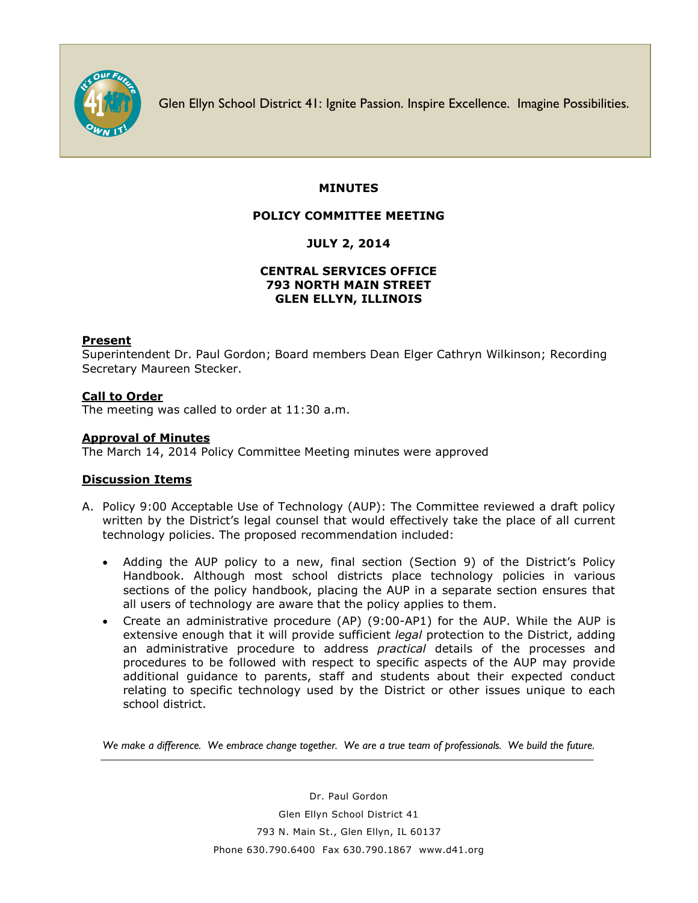Glen Ellyn School District 41: Ignite Passion. Inspire Excellence. Imagine Possibilities.

**MINUTES**

**POLICY COMMITTEE MEETING**

**JULY 2, 2014**

**CENTRAL SERVICES OFFICE**
**793 NORTH MAIN STREET**
**GLEN ELLYN, ILLINOIS**

**Present**
Superintendent Dr. Paul Gordon; Board members Dean Elger Cathryn Wilkinson; Recording Secretary Maureen Stecker.

**Call to Order**
The meeting was called to order at 11:30 a.m.

**Approval of Minutes**
The March 14, 2014 Policy Committee Meeting minutes were approved

**Discussion Items**

A. Policy 9:00 Acceptable Use of Technology (AUP): The Committee reviewed a draft policy written by the District's legal counsel that would effectively take the place of all current technology policies. The proposed recommendation included:

   - Adding the AUP policy to a new, final section (Section 9) of the District's Policy Handbook. Although most school districts place technology policies in various sections of the policy handbook, placing the AUP in a separate section ensures that all users of technology are aware that the policy applies to them.
   - Create an administrative procedure (AP) (9:00-AP1) for the AUP. While the AUP is extensive enough that it will provide sufficient *legal* protection to the District, adding an administrative procedure to address *practical* details of the processes and procedures to be followed with respect to specific aspects of the AUP may provide additional guidance to parents, staff and students about their expected conduct relating to specific technology used by the District or other issues unique to each school district.

*We make a difference. We embrace change together. We are a true team of professionals. We build the future.*

Dr. Paul Gordon
Glen Ellyn School District 41
793 N. Main St., Glen Ellyn, IL 60137
Phone 630.790.6400 Fax 630.790.1867 www.d41.org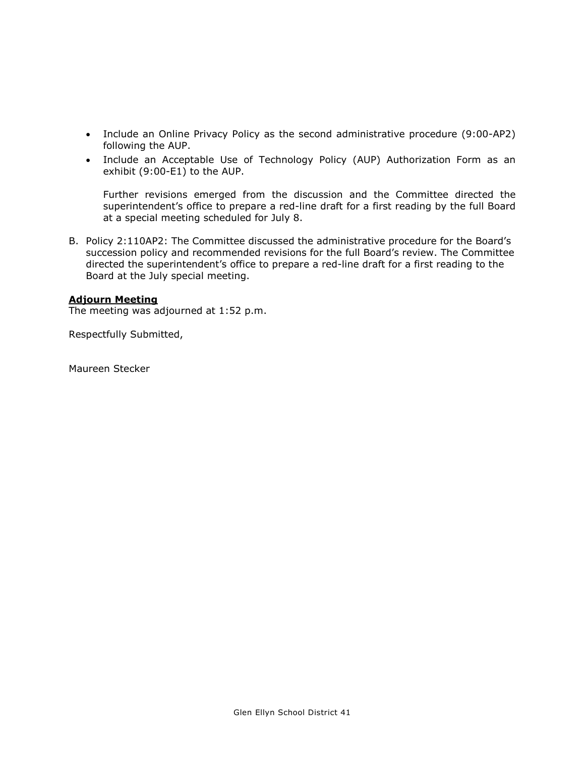- Include an Online Privacy Policy as the second administrative procedure (9:00-AP2) following the AUP.
- Include an Acceptable Use of Technology Policy (AUP) Authorization Form as an exhibit (9:00-E1) to the AUP.

  Further revisions emerged from the discussion and the Committee directed the superintendent's office to prepare a red-line draft for a first reading by the full Board at a special meeting scheduled for July 8.

B. Policy 2:110AP2: The Committee discussed the administrative procedure for the Board's succession policy and recommended revisions for the full Board's review. The Committee directed the superintendent's office to prepare a red-line draft for a first reading to the Board at the July special meeting.

**Adjourn Meeting**

The meeting was adjourned at 1:52 p.m.

Respectfully Submitted,

Maureen Stecker